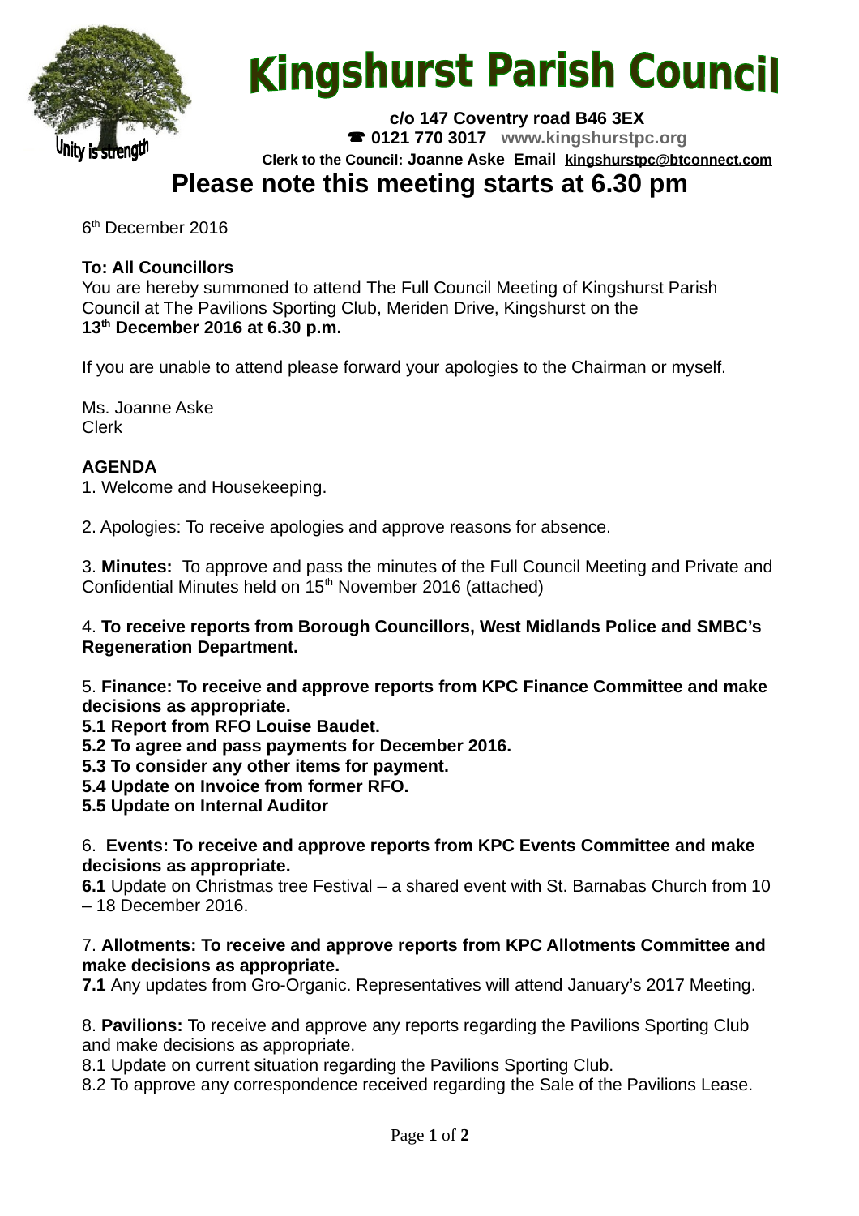# Kingshurst Parish Council

Unity is strength

**c/o 147 Coventry road B46 3EX**
**☎ 0121 770 3017 www.kingshurstpc.org**
**Clerk to the Council: Joanne Aske Email kingshurstpc@btconnect.com**

## Please note this meeting starts at 6.30 pm

6th December 2016

**To: All Councillors**
You are hereby summoned to attend The Full Council Meeting of Kingshurst Parish Council at The Pavilions Sporting Club, Meriden Drive, Kingshurst on the
**13th December 2016 at 6.30 p.m.**

If you are unable to attend please forward your apologies to the Chairman or myself.

Ms. Joanne Aske
Clerk

**AGENDA**

1. Welcome and Housekeeping.

2. Apologies: To receive apologies and approve reasons for absence.

3. **Minutes:** To approve and pass the minutes of the Full Council Meeting and Private and Confidential Minutes held on 15th November 2016 (attached)

4. **To receive reports from Borough Councillors, West Midlands Police and SMBC's Regeneration Department.**

5. **Finance: To receive and approve reports from KPC Finance Committee and make decisions as appropriate.**
**5.1 Report from RFO Louise Baudet.**
**5.2 To agree and pass payments for December 2016.**
**5.3 To consider any other items for payment.**
**5.4 Update on Invoice from former RFO.**
**5.5 Update on Internal Auditor**

6. **Events: To receive and approve reports from KPC Events Committee and make decisions as appropriate.**
**6.1** Update on Christmas tree Festival – a shared event with St. Barnabas Church from 10 – 18 December 2016.

7. **Allotments: To receive and approve reports from KPC Allotments Committee and make decisions as appropriate.**
**7.1** Any updates from Gro-Organic. Representatives will attend January's 2017 Meeting.

8. **Pavilions:** To receive and approve any reports regarding the Pavilions Sporting Club and make decisions as appropriate.
8.1 Update on current situation regarding the Pavilions Sporting Club.
8.2 To approve any correspondence received regarding the Sale of the Pavilions Lease.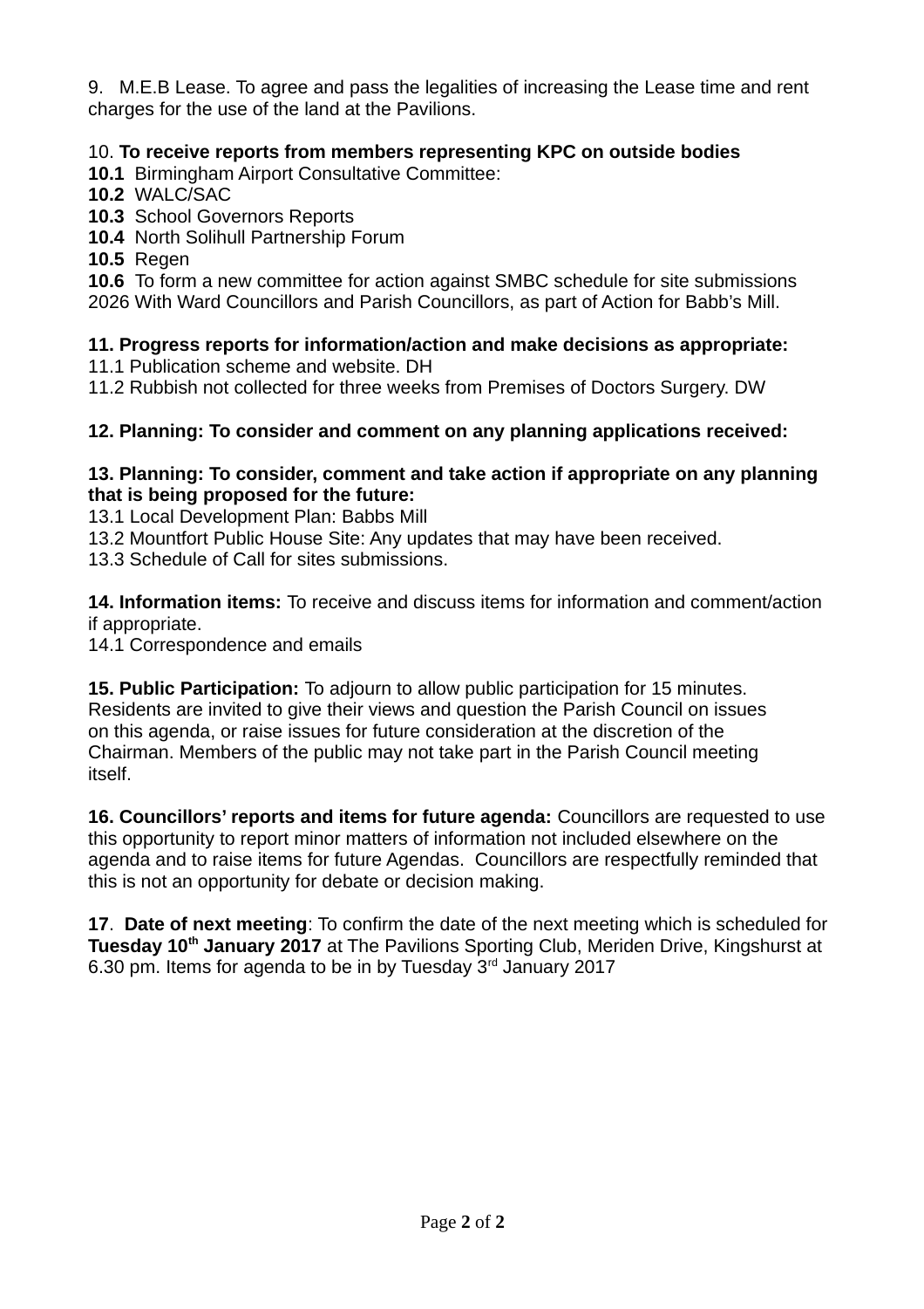9. M.E.B Lease. To agree and pass the legalities of increasing the Lease time and rent charges for the use of the land at the Pavilions.

10. **To receive reports from members representing KPC on outside bodies**

**10.1** Birmingham Airport Consultative Committee:

**10.2** WALC/SAC

**10.3** School Governors Reports

**10.4** North Solihull Partnership Forum

**10.5** Regen

**10.6** To form a new committee for action against SMBC schedule for site submissions 2026 With Ward Councillors and Parish Councillors, as part of Action for Babb's Mill.

**11. Progress reports for information/action and make decisions as appropriate:**

11.1 Publication scheme and website. DH

11.2 Rubbish not collected for three weeks from Premises of Doctors Surgery. DW

**12. Planning: To consider and comment on any planning applications received:**

**13. Planning: To consider, comment and take action if appropriate on any planning that is being proposed for the future:**

13.1 Local Development Plan: Babbs Mill

13.2 Mountfort Public House Site: Any updates that may have been received.

13.3 Schedule of Call for sites submissions.

**14. Information items:** To receive and discuss items for information and comment/action if appropriate.

14.1 Correspondence and emails

**15. Public Participation:** To adjourn to allow public participation for 15 minutes. Residents are invited to give their views and question the Parish Council on issues on this agenda, or raise issues for future consideration at the discretion of the Chairman. Members of the public may not take part in the Parish Council meeting itself.

**16. Councillors' reports and items for future agenda:** Councillors are requested to use this opportunity to report minor matters of information not included elsewhere on the agenda and to raise items for future Agendas. Councillors are respectfully reminded that this is not an opportunity for debate or decision making.

**17**. **Date of next meeting**: To confirm the date of the next meeting which is scheduled for **Tuesday 10th January 2017** at The Pavilions Sporting Club, Meriden Drive, Kingshurst at 6.30 pm. Items for agenda to be in by Tuesday 3rd January 2017